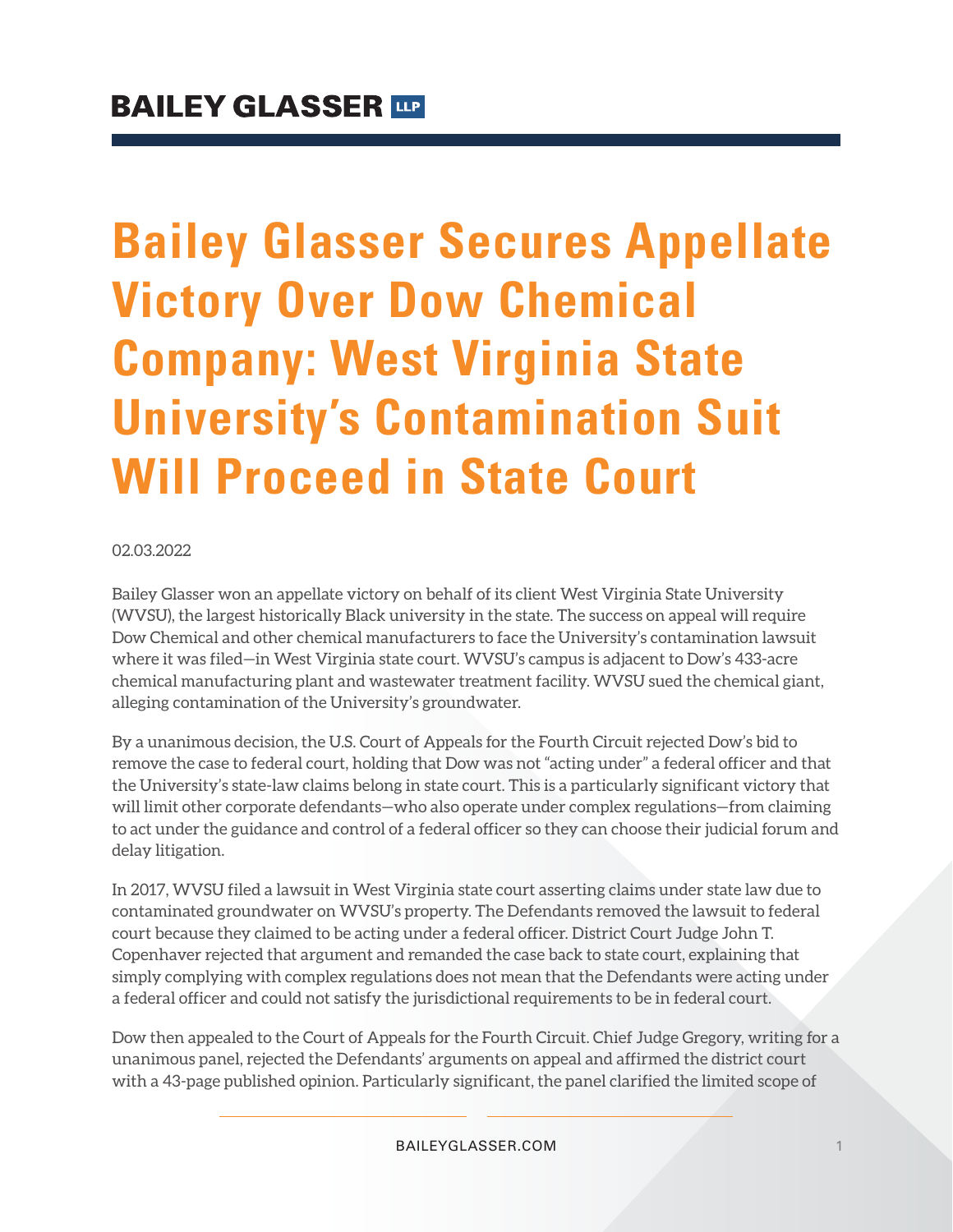BAILEY GLASSER LLP

# Bailey Glasser Secures Appellate Victory Over Dow Chemical Company: West Virginia State University's Contamination Suit Will Proceed in State Court

02.03.2022

Bailey Glasser won an appellate victory on behalf of its client West Virginia State University (WVSU), the largest historically Black university in the state. The success on appeal will require Dow Chemical and other chemical manufacturers to face the University's contamination lawsuit where it was filed—in West Virginia state court. WVSU's campus is adjacent to Dow's 433-acre chemical manufacturing plant and wastewater treatment facility. WVSU sued the chemical giant, alleging contamination of the University's groundwater.

By a unanimous decision, the U.S. Court of Appeals for the Fourth Circuit rejected Dow's bid to remove the case to federal court, holding that Dow was not "acting under" a federal officer and that the University's state-law claims belong in state court. This is a particularly significant victory that will limit other corporate defendants—who also operate under complex regulations—from claiming to act under the guidance and control of a federal officer so they can choose their judicial forum and delay litigation.

In 2017, WVSU filed a lawsuit in West Virginia state court asserting claims under state law due to contaminated groundwater on WVSU's property. The Defendants removed the lawsuit to federal court because they claimed to be acting under a federal officer. District Court Judge John T. Copenhaver rejected that argument and remanded the case back to state court, explaining that simply complying with complex regulations does not mean that the Defendants were acting under a federal officer and could not satisfy the jurisdictional requirements to be in federal court.

Dow then appealed to the Court of Appeals for the Fourth Circuit. Chief Judge Gregory, writing for a unanimous panel, rejected the Defendants' arguments on appeal and affirmed the district court with a 43-page published opinion. Particularly significant, the panel clarified the limited scope of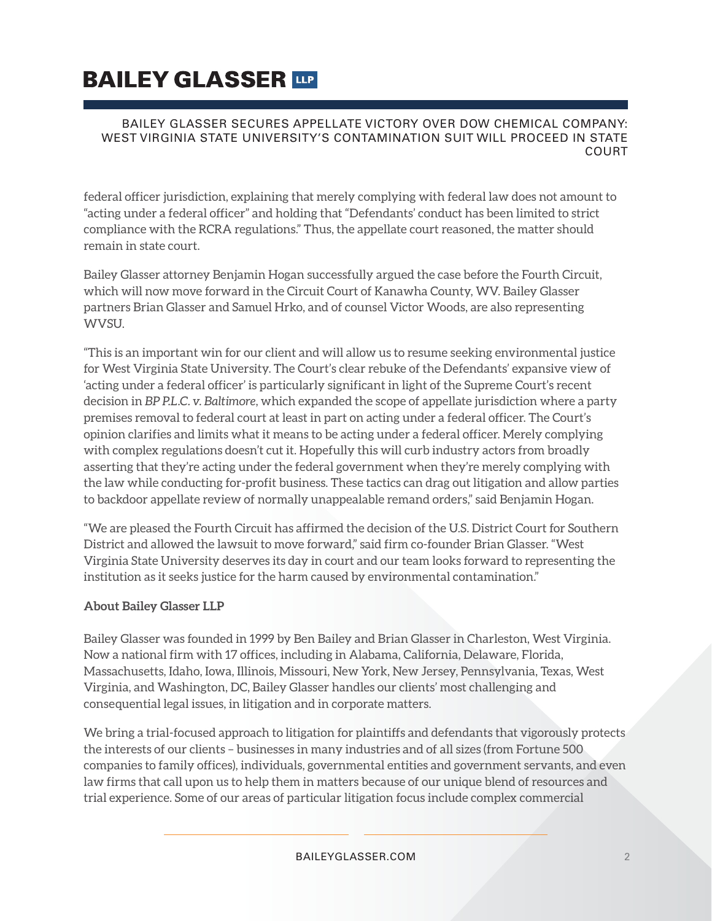federal officer jurisdiction, explaining that merely complying with federal law does not amount to "acting under a federal officer" and holding that "Defendants' conduct has been limited to strict compliance with the RCRA regulations." Thus, the appellate court reasoned, the matter should remain in state court.

Bailey Glasser attorney Benjamin Hogan successfully argued the case before the Fourth Circuit, which will now move forward in the Circuit Court of Kanawha County, WV. Bailey Glasser partners Brian Glasser and Samuel Hrko, and of counsel Victor Woods, are also representing WVSU.

"This is an important win for our client and will allow us to resume seeking environmental justice for West Virginia State University. The Court's clear rebuke of the Defendants' expansive view of 'acting under a federal officer' is particularly significant in light of the Supreme Court's recent decision in *BP P.L.C. v. Baltimore*, which expanded the scope of appellate jurisdiction where a party premises removal to federal court at least in part on acting under a federal officer. The Court's opinion clarifies and limits what it means to be acting under a federal officer. Merely complying with complex regulations doesn't cut it. Hopefully this will curb industry actors from broadly asserting that they're acting under the federal government when they're merely complying with the law while conducting for-profit business. These tactics can drag out litigation and allow parties to backdoor appellate review of normally unappealable remand orders," said Benjamin Hogan.

"We are pleased the Fourth Circuit has affirmed the decision of the U.S. District Court for Southern District and allowed the lawsuit to move forward," said firm co-founder Brian Glasser. "West Virginia State University deserves its day in court and our team looks forward to representing the institution as it seeks justice for the harm caused by environmental contamination."

**About Bailey Glasser LLP**

Bailey Glasser was founded in 1999 by Ben Bailey and Brian Glasser in Charleston, West Virginia. Now a national firm with 17 offices, including in Alabama, California, Delaware, Florida, Massachusetts, Idaho, Iowa, Illinois, Missouri, New York, New Jersey, Pennsylvania, Texas, West Virginia, and Washington, DC, Bailey Glasser handles our clients' most challenging and consequential legal issues, in litigation and in corporate matters.

We bring a trial-focused approach to litigation for plaintiffs and defendants that vigorously protects the interests of our clients – businesses in many industries and of all sizes (from Fortune 500 companies to family offices), individuals, governmental entities and government servants, and even law firms that call upon us to help them in matters because of our unique blend of resources and trial experience. Some of our areas of particular litigation focus include complex commercial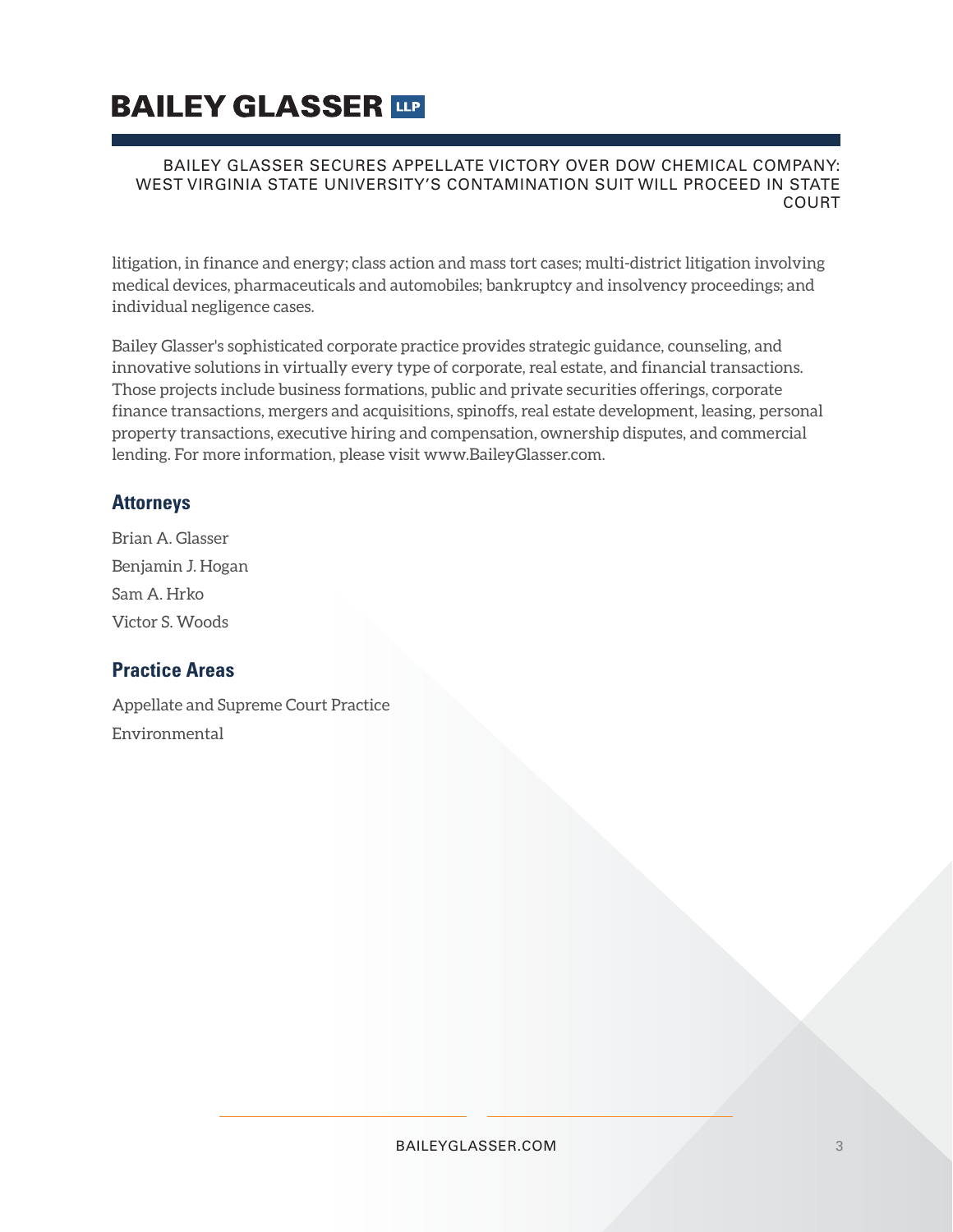litigation, in finance and energy; class action and mass tort cases; multi-district litigation involving medical devices, pharmaceuticals and automobiles; bankruptcy and insolvency proceedings; and individual negligence cases.

Bailey Glasser's sophisticated corporate practice provides strategic guidance, counseling, and innovative solutions in virtually every type of corporate, real estate, and financial transactions. Those projects include business formations, public and private securities offerings, corporate finance transactions, mergers and acquisitions, spinoffs, real estate development, leasing, personal property transactions, executive hiring and compensation, ownership disputes, and commercial lending. For more information, please visit www.BaileyGlasser.com.

## Attorneys

Brian A. Glasser

Benjamin J. Hogan

Sam A. Hrko

Victor S. Woods

## Practice Areas

Appellate and Supreme Court Practice

Environmental